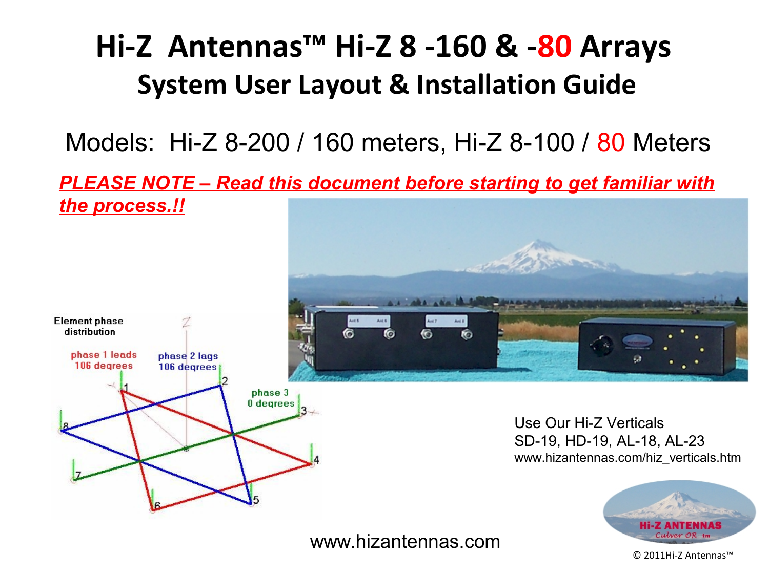# Hi-Z Antennas™ Hi-Z 8 -160 & -80 Arrays

## System User Layout & Installation Guide

Models: Hi-Z 8-200 / 160 meters, Hi-Z 8-100 / 80 Meters

***PLEASE NOTE – Read this document before starting to get familiar with the process.!!***

Element phase distribution

phase 1 leads 106 degrees

phase 2 lags 106 degrees

phase 3 0 degrees

Use Our Hi-Z Verticals
SD-19, HD-19, AL-18, AL-23
www.hizantennas.com/hiz_verticals.htm

www.hizantennas.com

© 2011Hi-Z Antennas™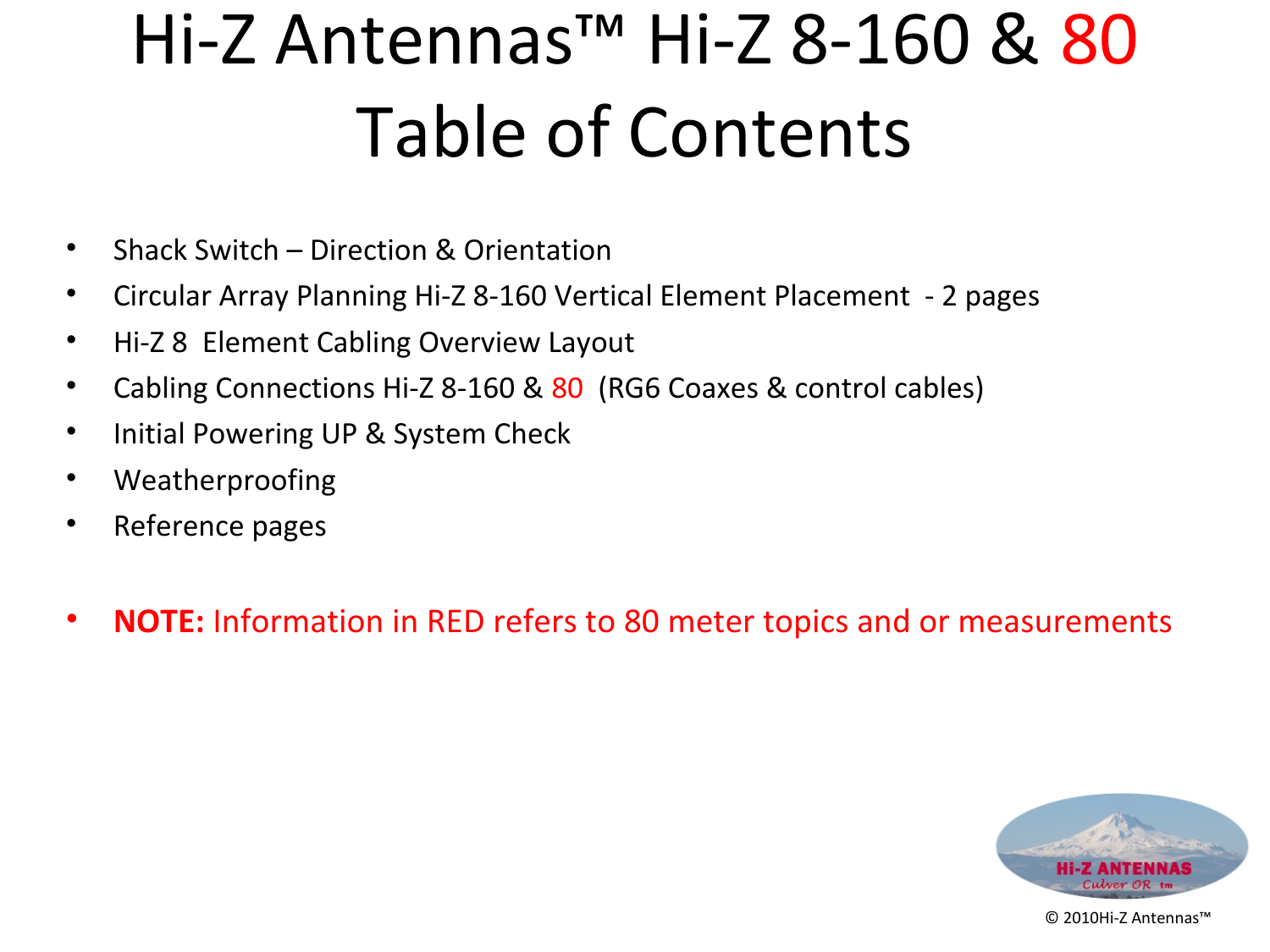# Hi-Z Antennas™ Hi-Z 8-160 & 80 Table of Contents

- Shack Switch – Direction & Orientation
- Circular Array Planning Hi-Z 8-160 Vertical Element Placement - 2 pages
- Hi-Z 8 Element Cabling Overview Layout
- Cabling Connections Hi-Z 8-160 & 80 (RG6 Coaxes & control cables)
- Initial Powering UP & System Check
- Weatherproofing
- Reference pages

- **NOTE:** Information in RED refers to 80 meter topics and or measurements

© 2010Hi-Z Antennas™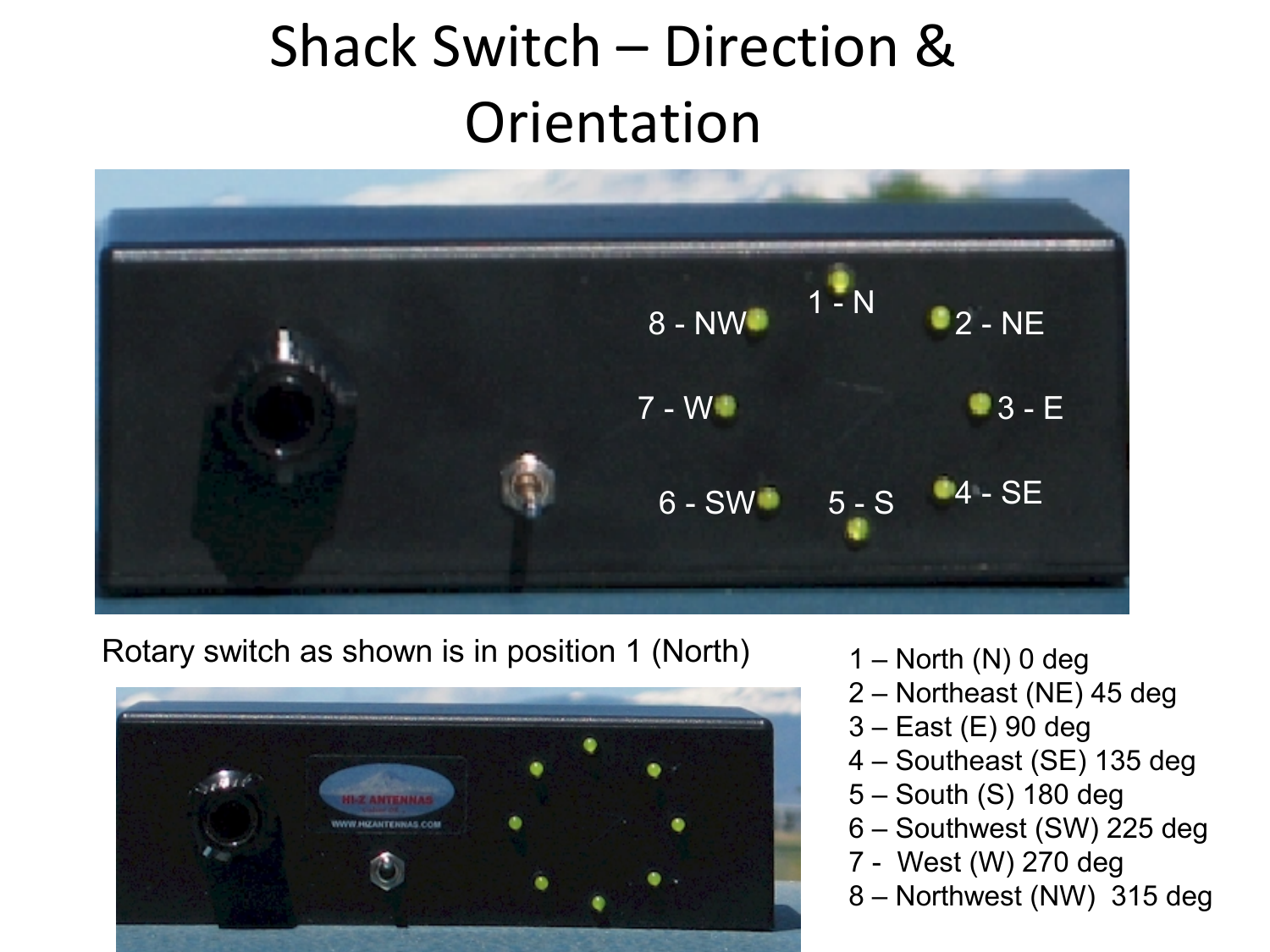# Shack Switch – Direction & Orientation

Rotary switch as shown is in position 1 (North)

1 – North (N) 0 deg
2 – Northeast (NE) 45 deg
3 – East (E) 90 deg
4 – Southeast (SE) 135 deg
5 – South (S) 180 deg
6 – Southwest (SW) 225 deg
7 - West (W) 270 deg
8 – Northwest (NW) 315 deg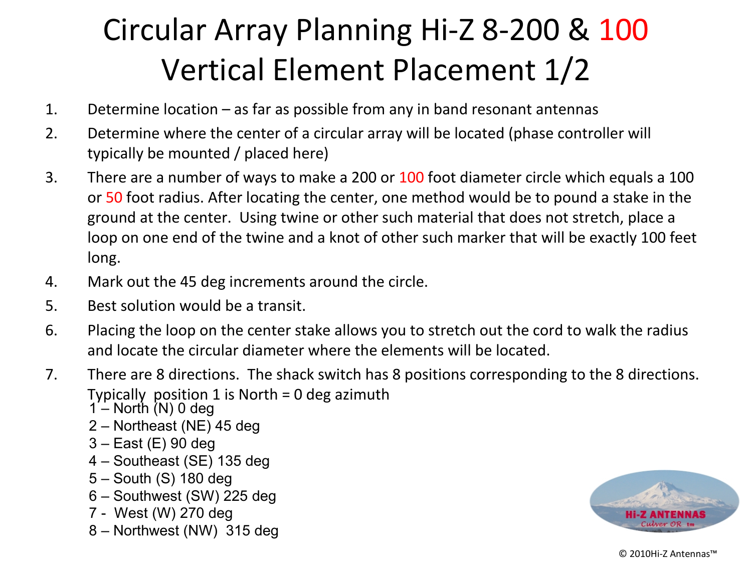# Circular Array Planning Hi-Z 8-200 & 100 Vertical Element Placement 1/2

1. Determine location – as far as possible from any in band resonant antennas
2. Determine where the center of a circular array will be located (phase controller will typically be mounted / placed here)
3. There are a number of ways to make a 200 or 100 foot diameter circle which equals a 100 or 50 foot radius. After locating the center, one method would be to pound a stake in the ground at the center. Using twine or other such material that does not stretch, place a loop on one end of the twine and a knot of other such marker that will be exactly 100 feet long.
4. Mark out the 45 deg increments around the circle.
5. Best solution would be a transit.
6. Placing the loop on the center stake allows you to stretch out the cord to walk the radius and locate the circular diameter where the elements will be located.
7. There are 8 directions. The shack switch has 8 positions corresponding to the 8 directions. Typically position 1 is North = 0 deg azimuth
   - 1 – North (N) 0 deg
   - 2 – Northeast (NE) 45 deg
   - 3 – East (E) 90 deg
   - 4 – Southeast (SE) 135 deg
   - 5 – South (S) 180 deg
   - 6 – Southwest (SW) 225 deg
   - 7 - West (W) 270 deg
   - 8 – Northwest (NW) 315 deg

Hi-Z ANTENNAS Culver OR tm

© 2010Hi-Z Antennas™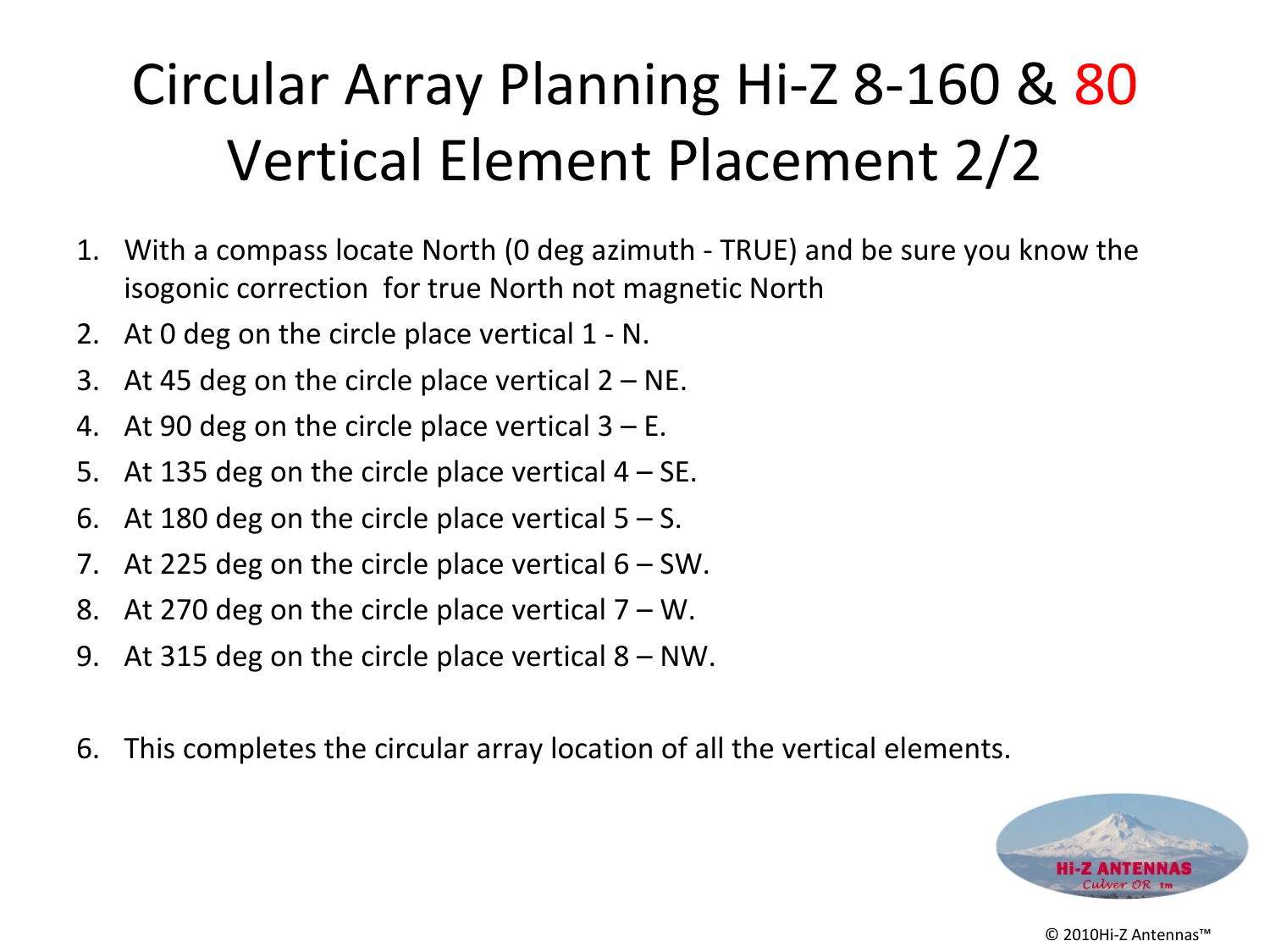# Circular Array Planning Hi-Z 8-160 & 80 Vertical Element Placement 2/2

1. With a compass locate North (0 deg azimuth - TRUE) and be sure you know the isogonic correction for true North not magnetic North
2. At 0 deg on the circle place vertical 1 - N.
3. At 45 deg on the circle place vertical 2 – NE.
4. At 90 deg on the circle place vertical 3 – E.
5. At 135 deg on the circle place vertical 4 – SE.
6. At 180 deg on the circle place vertical 5 – S.
7. At 225 deg on the circle place vertical 6 – SW.
8. At 270 deg on the circle place vertical 7 – W.
9. At 315 deg on the circle place vertical 8 – NW.

6. This completes the circular array location of all the vertical elements.

HI-Z ANTENNAS Culver OR tm

© 2010Hi-Z Antennas™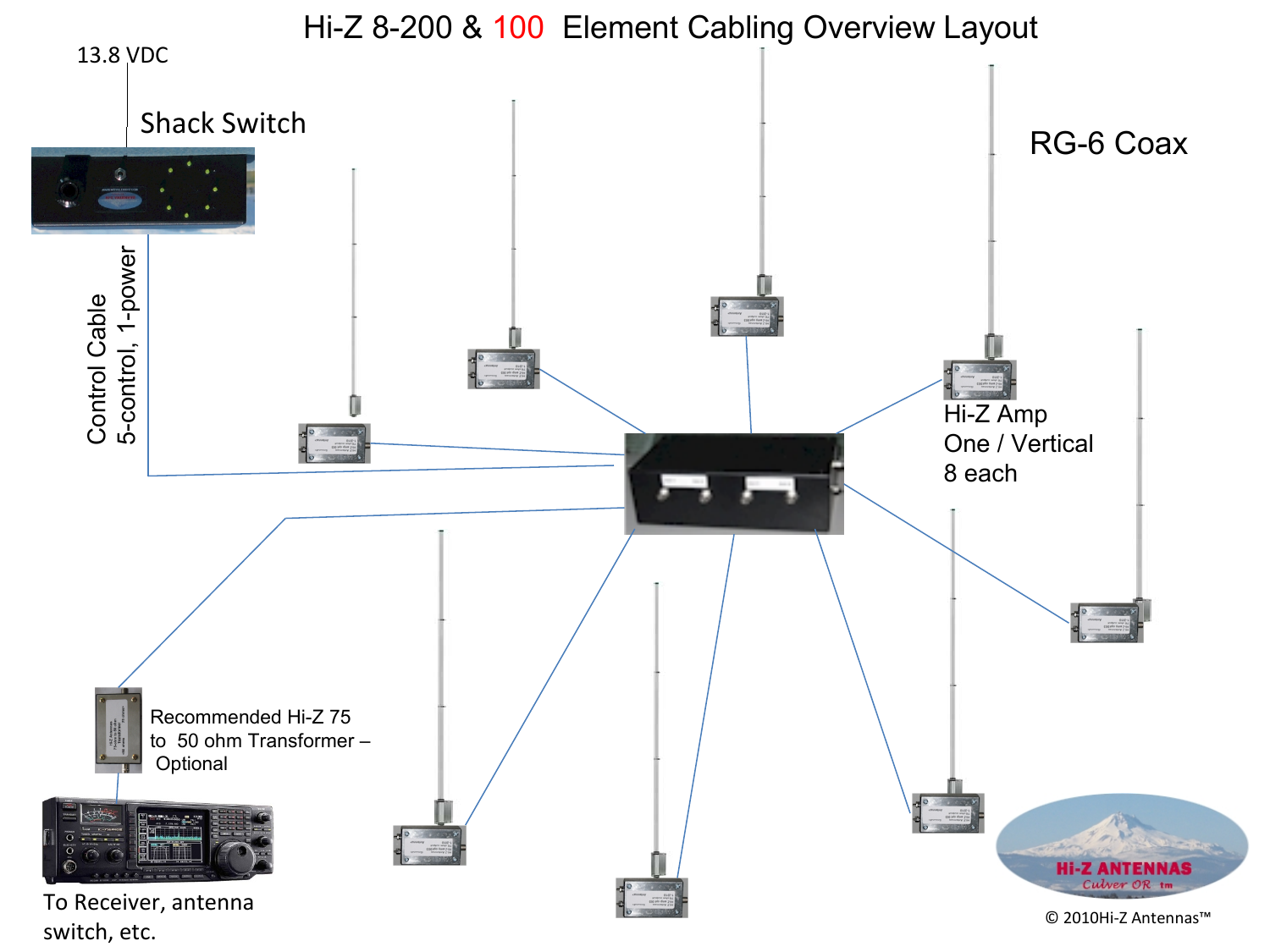# Hi-Z 8-200 & 100 Element Cabling Overview Layout

13.8 VDC

Shack Switch

RG-6 Coax

Control Cable
5-control, 1-power

Hi-Z Amp
One / Vertical
8 each

Recommended Hi-Z 75 to 50 ohm Transformer – Optional

To Receiver, antenna switch, etc.

HI-Z ANTENNAS
Culver OR tm

© 2010Hi-Z Antennas™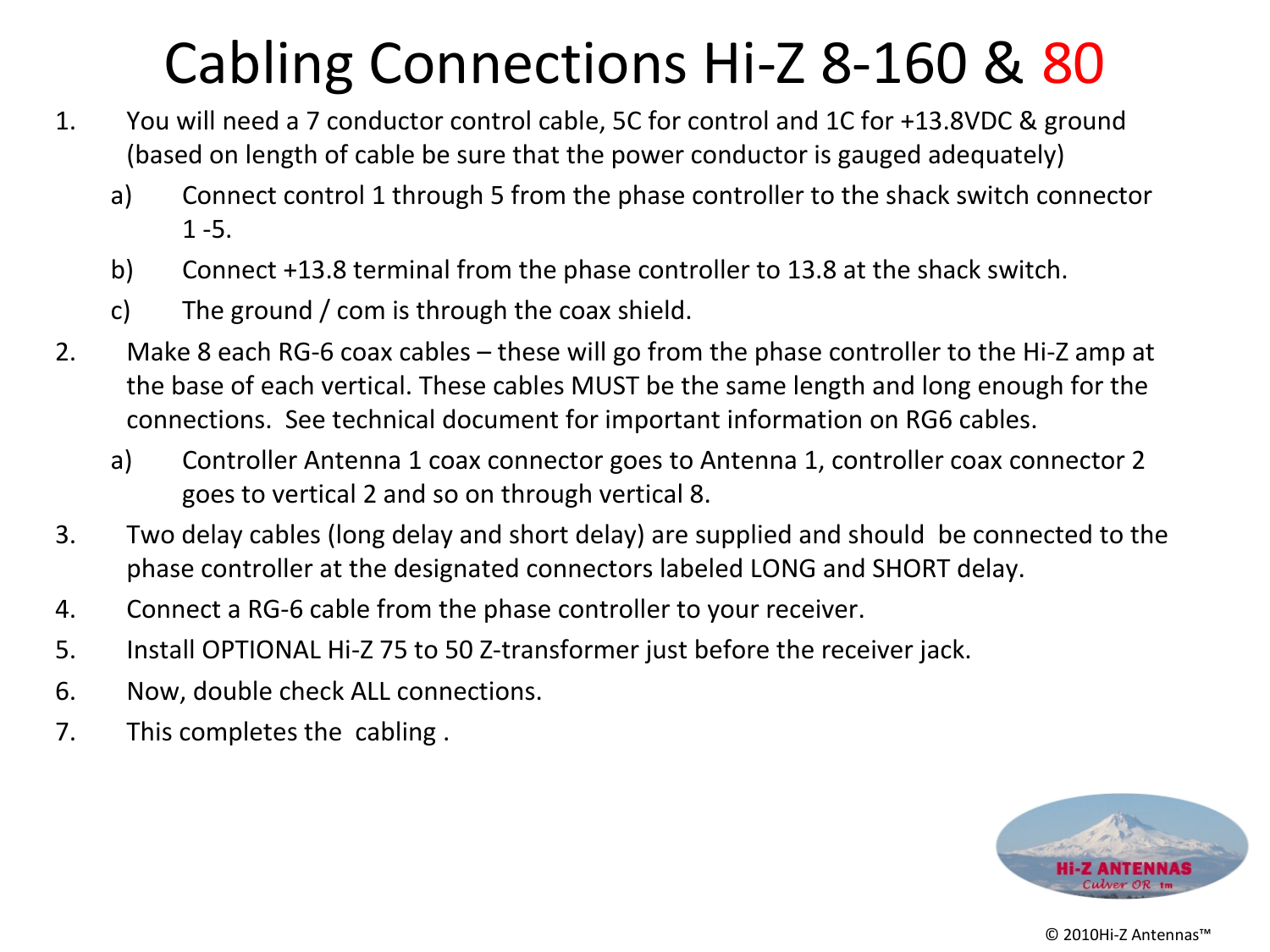# Cabling Connections Hi-Z 8-160 & 80

1. You will need a 7 conductor control cable, 5C for control and 1C for +13.8VDC & ground (based on length of cable be sure that the power conductor is gauged adequately)
   a) Connect control 1 through 5 from the phase controller to the shack switch connector 1 -5.
   b) Connect +13.8 terminal from the phase controller to 13.8 at the shack switch.
   c) The ground / com is through the coax shield.
2. Make 8 each RG-6 coax cables – these will go from the phase controller to the Hi-Z amp at the base of each vertical. These cables MUST be the same length and long enough for the connections. See technical document for important information on RG6 cables.
   a) Controller Antenna 1 coax connector goes to Antenna 1, controller coax connector 2 goes to vertical 2 and so on through vertical 8.
3. Two delay cables (long delay and short delay) are supplied and should be connected to the phase controller at the designated connectors labeled LONG and SHORT delay.
4. Connect a RG-6 cable from the phase controller to your receiver.
5. Install OPTIONAL Hi-Z 75 to 50 Z-transformer just before the receiver jack.
6. Now, double check ALL connections.
7. This completes the cabling .

HI-Z ANTENNAS
Culver OR tm

© 2010Hi-Z Antennas™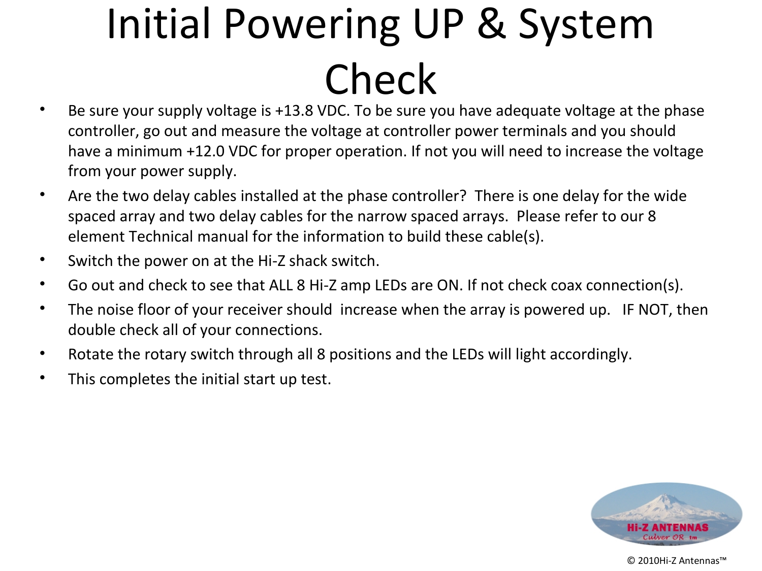# Initial Powering UP & System Check

- Be sure your supply voltage is +13.8 VDC. To be sure you have adequate voltage at the phase controller, go out and measure the voltage at controller power terminals and you should have a minimum +12.0 VDC for proper operation. If not you will need to increase the voltage from your power supply.
- Are the two delay cables installed at the phase controller? There is one delay for the wide spaced array and two delay cables for the narrow spaced arrays. Please refer to our 8 element Technical manual for the information to build these cable(s).
- Switch the power on at the Hi-Z shack switch.
- Go out and check to see that ALL 8 Hi-Z amp LEDs are ON. If not check coax connection(s).
- The noise floor of your receiver should increase when the array is powered up. IF NOT, then double check all of your connections.
- Rotate the rotary switch through all 8 positions and the LEDs will light accordingly.
- This completes the initial start up test.

© 2010Hi-Z Antennas™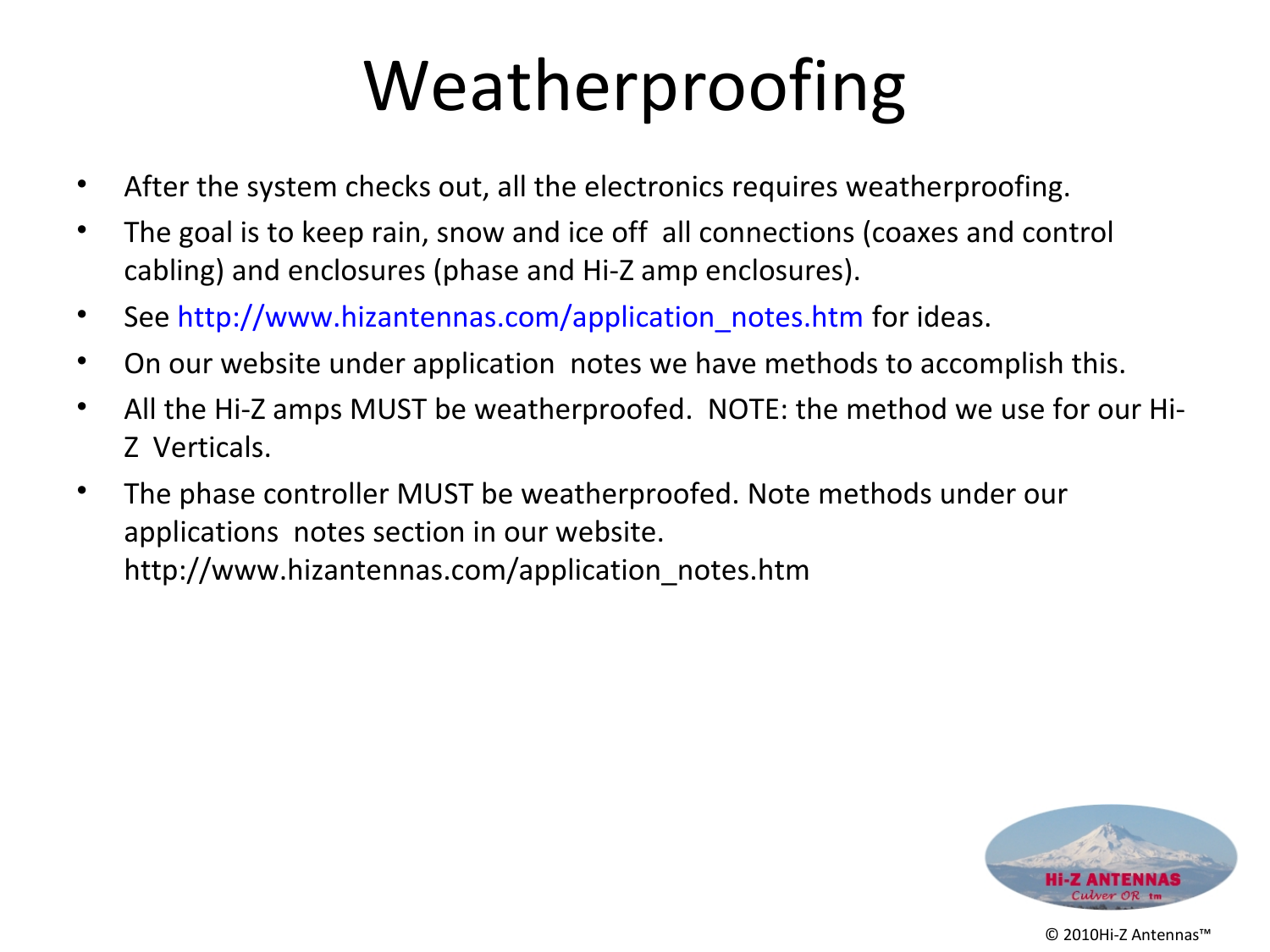# Weatherproofing

- After the system checks out, all the electronics requires weatherproofing.
- The goal is to keep rain, snow and ice off all connections (coaxes and control cabling) and enclosures (phase and Hi-Z amp enclosures).
- See http://www.hizantennas.com/application_notes.htm for ideas.
- On our website under application notes we have methods to accomplish this.
- All the Hi-Z amps MUST be weatherproofed. NOTE: the method we use for our Hi-Z Verticals.
- The phase controller MUST be weatherproofed. Note methods under our applications notes section in our website. http://www.hizantennas.com/application_notes.htm

© 2010Hi-Z Antennas™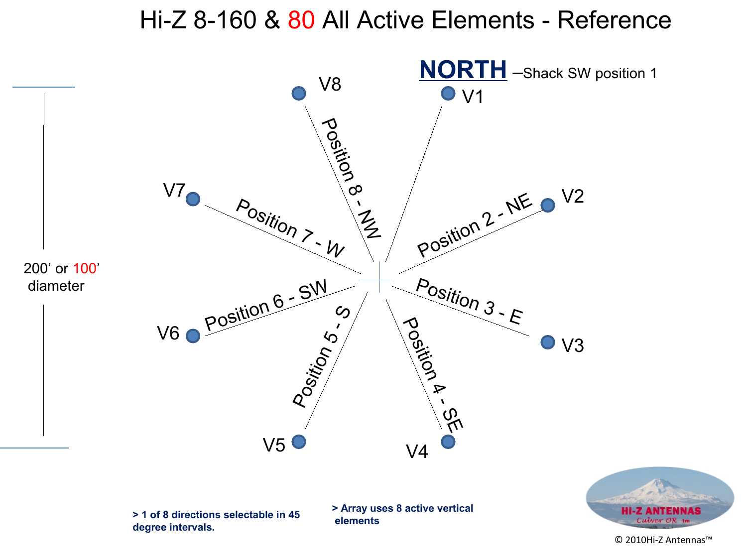# Hi-Z 8-160 & 80 All Active Elements - Reference

**NORTH** –Shack SW position 1

V1, V2, V3, V4, V5, V6, V7, V8

Position 2 - NE

Position 3 - E

Position 4 - SE

Position 5 - S

Position 6 - SW

Position 7 - W

Position 8 - NW

200’ or 100’ diameter

**> 1 of 8 directions selectable in 45 degree intervals.**

**> Array uses 8 active vertical elements**

Hi-Z ANTENNAS Culver OR tm

© 2010Hi-Z Antennas™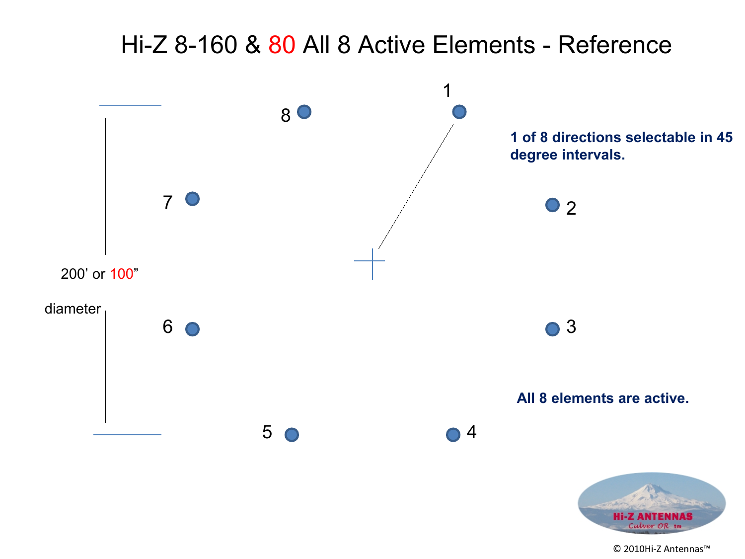# Hi-Z 8-160 & 80 All 8 Active Elements - Reference

1 of 8 directions selectable in 45 degree intervals.

8 1

7 2

200' or 100" diameter

6 3

5 4

All 8 elements are active.

Hi-Z ANTENNAS Culver OR tm

© 2010Hi-Z Antennas™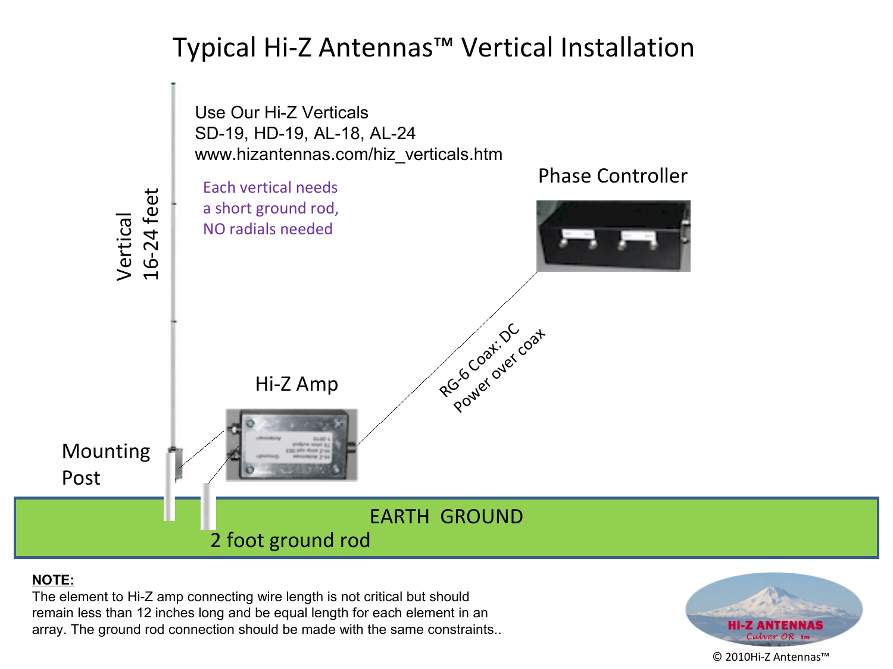# Typical Hi-Z Antennas™ Vertical Installation

Use Our Hi-Z Verticals
SD-19, HD-19, AL-18, AL-24
www.hizantennas.com/hiz_verticals.htm

Each vertical needs
a short ground rod,
NO radials needed

Vertical
16-24 feet

Phase Controller

RG-6 Coax: DC
Power over coax

Hi-Z Amp

Mounting
Post

EARTH GROUND

2 foot ground rod

**NOTE:**
The element to Hi-Z amp connecting wire length is not critical but should remain less than 12 inches long and be equal length for each element in an array. The ground rod connection should be made with the same constraints..

Hi-Z ANTENNAS
Culver OR tm

© 2010Hi-Z Antennas™